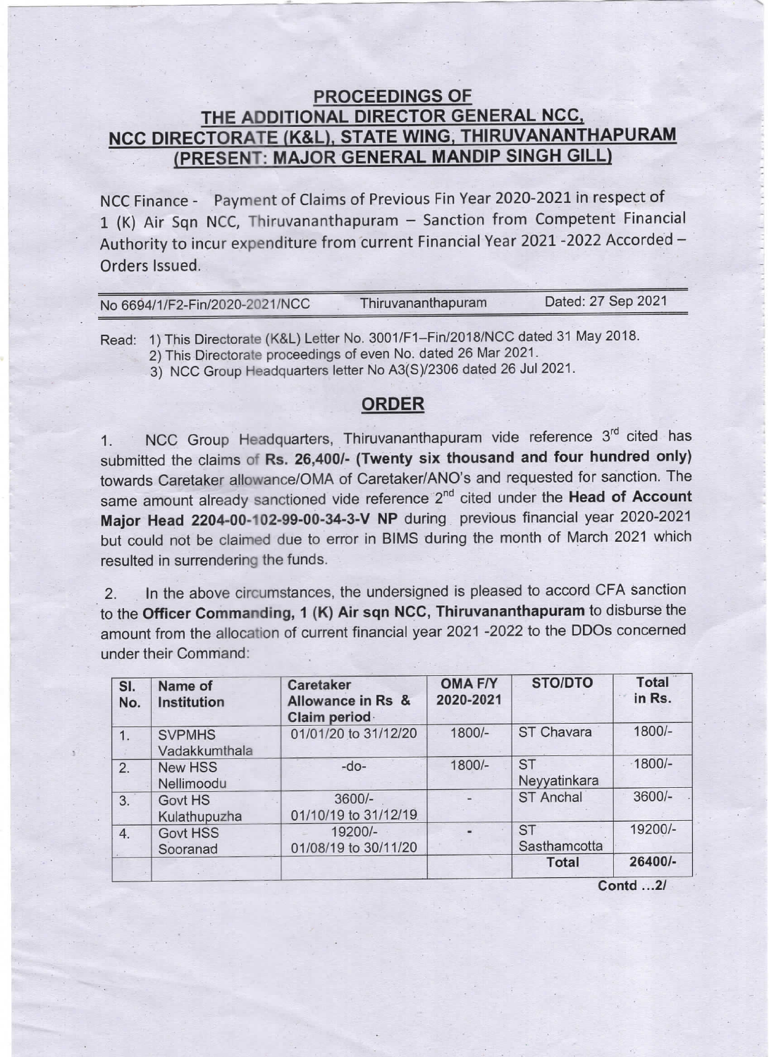## PROCEEDINGS OF
## THE ADDITIONAL DIRECTOR GENERAL NCC,
## NCC DIRECTORATE (K&L), STATE WING, THIRUVANANTHAPURAM
## (PRESENT: MAJOR GENERAL MANDIP SINGH GILL)

NCC Finance - Payment of Claims of Previous Fin Year 2020-2021 in respect of 1 (K) Air Sqn NCC, Thiruvananthapuram – Sanction from Competent Financial Authority to incur expenditure from current Financial Year 2021 -2022 Accorded – Orders Issued.

No 6694/1/F2-Fin/2020-2021/NCC    Thiruvananthapuram    Dated: 27 Sep 2021

Read: 1) This Directorate (K&L) Letter No. 3001/F1–Fin/2018/NCC dated 31 May 2018.
2) This Directorate proceedings of even No. dated 26 Mar 2021.
3) NCC Group Headquarters letter No A3(S)/2306 dated 26 Jul 2021.

## ORDER

1. NCC Group Headquarters, Thiruvananthapuram vide reference 3rd cited has submitted the claims of **Rs. 26,400/- (Twenty six thousand and four hundred only)** towards Caretaker allowance/OMA of Caretaker/ANO's and requested for sanction. The same amount already sanctioned vide reference 2nd cited under the **Head of Account Major Head 2204-00-102-99-00-34-3-V NP** during previous financial year 2020-2021 but could not be claimed due to error in BIMS during the month of March 2021 which resulted in surrendering the funds.

2. In the above circumstances, the undersigned is pleased to accord CFA sanction to the **Officer Commanding, 1 (K) Air sqn NCC, Thiruvananthapuram** to disburse the amount from the allocation of current financial year 2021 -2022 to the DDOs concerned under their Command:

| Sl. No. | Name of Institution | Caretaker Allowance in Rs & Claim period | OMA F/Y 2020-2021 | STO/DTO | Total in Rs. |
|---|---|---|---|---|---|
| 1. | SVPMHS Vadakkumthala | 01/01/20 to 31/12/20 | 1800/- | ST Chavara | 1800/- |
| 2. | New HSS Nellimoodu | -do- | 1800/- | ST Neyyatinkara | 1800/- |
| 3. | Govt HS Kulathupuzha | 3600/- 01/10/19 to 31/12/19 | - | ST Anchal | 3600/- |
| 4. | Govt HSS Sooranad | 19200/- 01/08/19 to 30/11/20 | - | ST Sasthamcotta | 19200/- |
| | | | | Total | 26400/- |

Contd …2/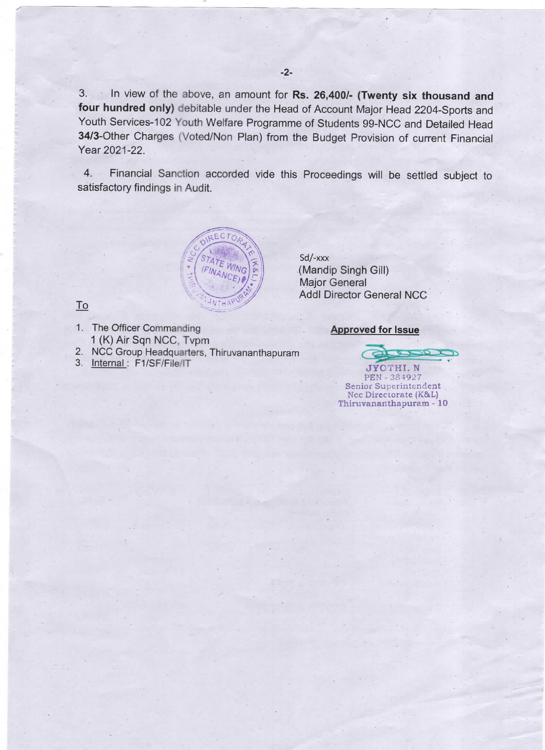3. In view of the above, an amount for **Rs. 26,400/- (Twenty six thousand and four hundred only)** debitable under the Head of Account Major Head 2204-Sports and Youth Services-102 Youth Welfare Programme of Students 99-NCC and Detailed Head **34/3**-Other Charges (Voted/Non Plan) from the Budget Provision of current Financial Year 2021-22.

4. Financial Sanction accorded vide this Proceedings will be settled subject to satisfactory findings in Audit.

NCC DIRECTORATE (K&L) STATE WING (FINANCE) THIRUVANANTHAPURAM

Sd/-xxx
(Mandip Singh Gill)
Major General
Addl Director General NCC

To

1. The Officer Commanding
   1 (K) Air Sqn NCC, Tvpm
2. NCC Group Headquarters, Thiruvananthapuram
3. Internal : F1/SF/File/IT

**Approved for Issue**

JYOTHI. N
PEN - 384927
Senior Superintendent
Ncc Directorate (K&L)
Thiruvananthapuram - 10